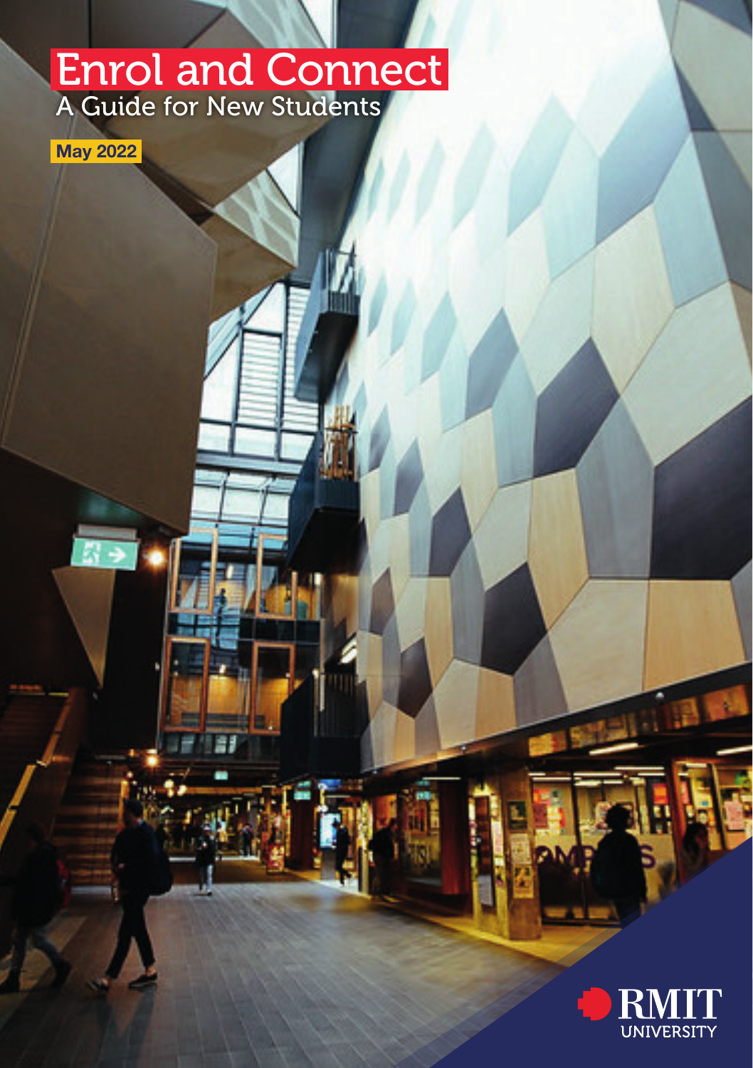# Enrol and Connect

## A Guide for New Students

**May 2022**

RMIT UNIVERSITY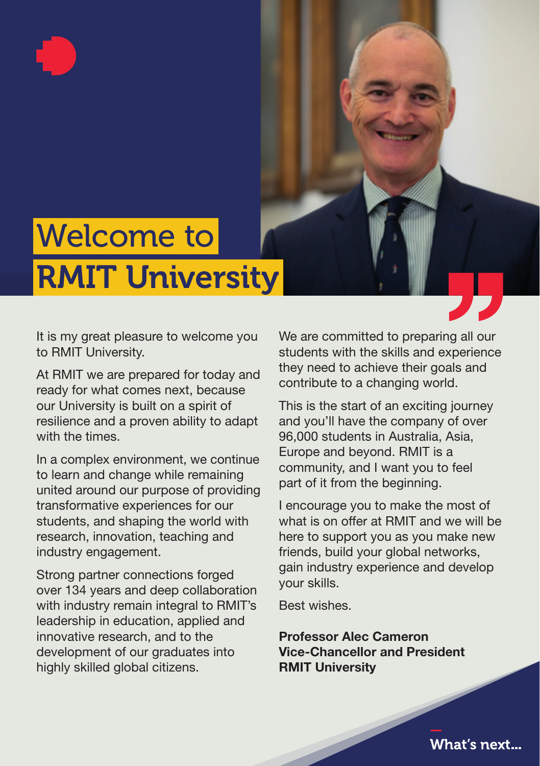# Welcome to RMIT University

It is my great pleasure to welcome you to RMIT University.

At RMIT we are prepared for today and ready for what comes next, because our University is built on a spirit of resilience and a proven ability to adapt with the times.

In a complex environment, we continue to learn and change while remaining united around our purpose of providing transformative experiences for our students, and shaping the world with research, innovation, teaching and industry engagement.

Strong partner connections forged over 134 years and deep collaboration with industry remain integral to RMIT's leadership in education, applied and innovative research, and to the development of our graduates into highly skilled global citizens.

We are committed to preparing all our students with the skills and experience they need to achieve their goals and contribute to a changing world.

This is the start of an exciting journey and you'll have the company of over 96,000 students in Australia, Asia, Europe and beyond. RMIT is a community, and I want you to feel part of it from the beginning.

I encourage you to make the most of what is on offer at RMIT and we will be here to support you as you make new friends, build your global networks, gain industry experience and develop your skills.

Best wishes.

**Professor Alec Cameron**
**Vice-Chancellor and President**
**RMIT University**

What's next...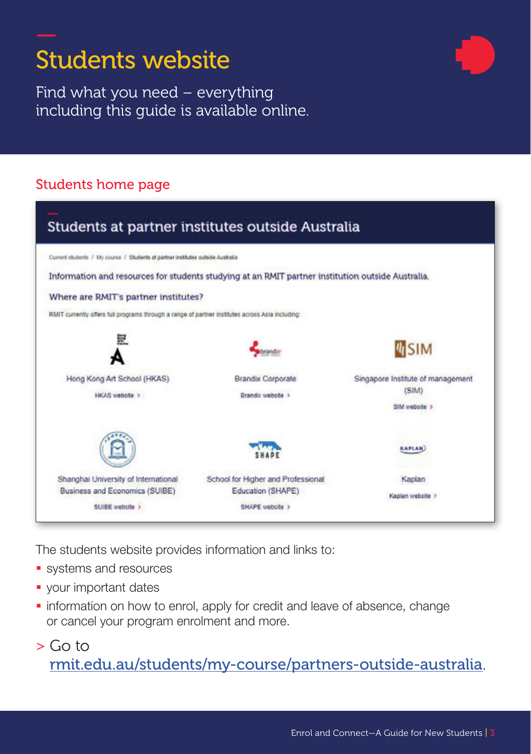# Students website

Find what you need – everything including this guide is available online.

## Students home page

### Students at partner institutes outside Australia

Current students / My course / Students at partner institutes outside Australia

Information and resources for students studying at an RMIT partner institution outside Australia.

**Where are RMIT's partner institutes?**

RMIT currently offers full programs through a range of partner institutes across Asia including:

- Hong Kong Art School (HKAS) — HKAS website >
- Brandix Corporate — Brandix website >
- Singapore Institute of management (SIM) — SIM website >
- Shanghai University of International Business and Economics (SUIBE) — SUIBE website >
- School for Higher and Professional Education (SHAPE) — SHAPE website >
- Kaplan — Kaplan website >

The students website provides information and links to:

- systems and resources
- your important dates
- information on how to enrol, apply for credit and leave of absence, change or cancel your program enrolment and more.

> Go to rmit.edu.au/students/my-course/partners-outside-australia.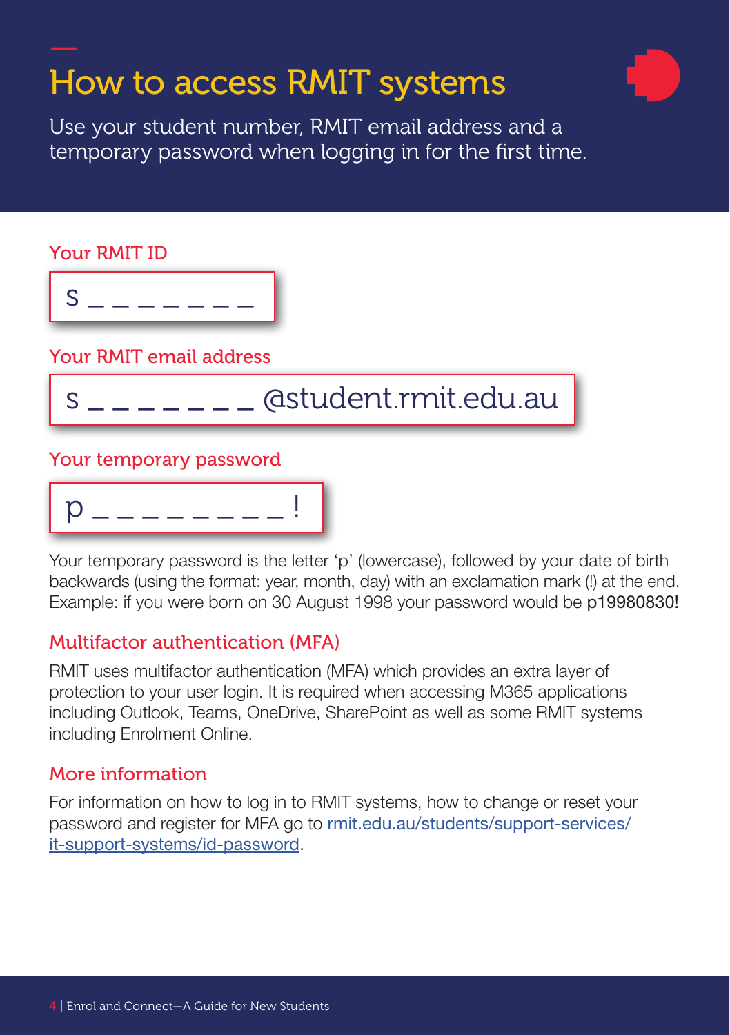# How to access RMIT systems

Use your student number, RMIT email address and a temporary password when logging in for the first time.

### Your RMIT ID

s _ _ _ _ _ _ _

### Your RMIT email address

s _ _ _ _ _ _ _ @student.rmit.edu.au

### Your temporary password

p _ _ _ _ _ _ _ _ !

Your temporary password is the letter 'p' (lowercase), followed by your date of birth backwards (using the format: year, month, day) with an exclamation mark (!) at the end. Example: if you were born on 30 August 1998 your password would be **p19980830!**

## Multifactor authentication (MFA)

RMIT uses multifactor authentication (MFA) which provides an extra layer of protection to your user login. It is required when accessing M365 applications including Outlook, Teams, OneDrive, SharePoint as well as some RMIT systems including Enrolment Online.

## More information

For information on how to log in to RMIT systems, how to change or reset your password and register for MFA go to [rmit.edu.au/students/support-services/it-support-systems/id-password](rmit.edu.au/students/support-services/it-support-systems/id-password).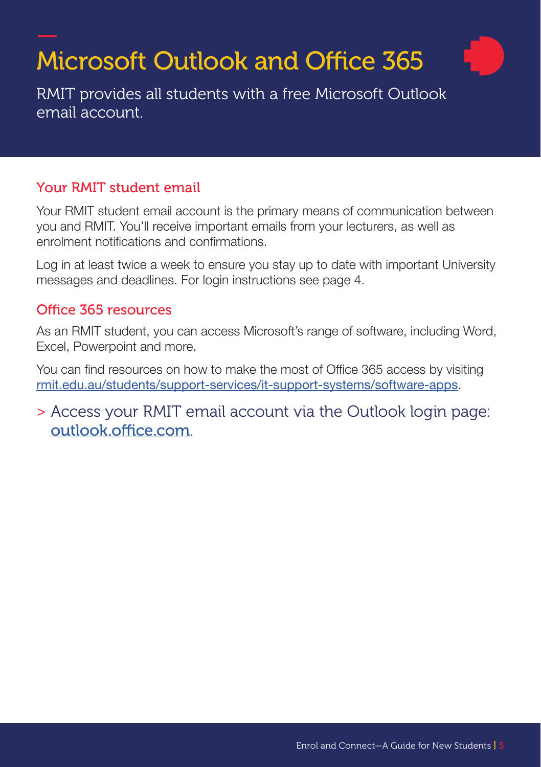# Microsoft Outlook and Office 365

RMIT provides all students with a free Microsoft Outlook email account.

## Your RMIT student email

Your RMIT student email account is the primary means of communication between you and RMIT. You'll receive important emails from your lecturers, as well as enrolment notifications and confirmations.

Log in at least twice a week to ensure you stay up to date with important University messages and deadlines. For login instructions see page 4.

## Office 365 resources

As an RMIT student, you can access Microsoft's range of software, including Word, Excel, Powerpoint and more.

You can find resources on how to make the most of Office 365 access by visiting rmit.edu.au/students/support-services/it-support-systems/software-apps.

> Access your RMIT email account via the Outlook login page: outlook.office.com.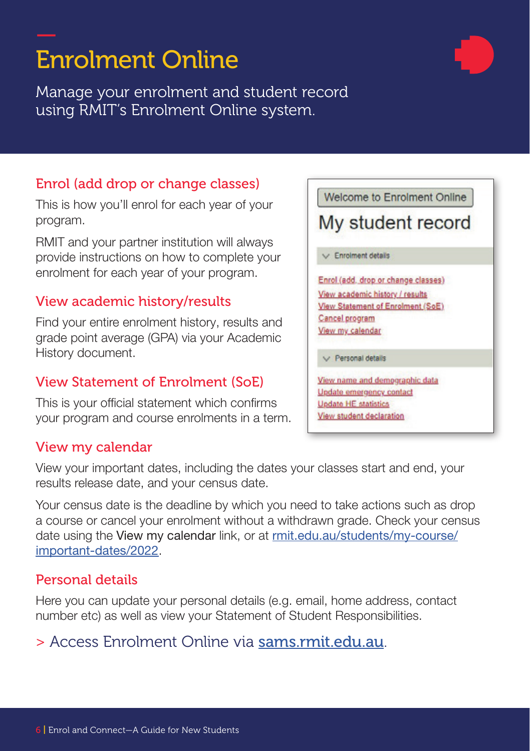# Enrolment Online

Manage your enrolment and student record using RMIT's Enrolment Online system.

## Enrol (add drop or change classes)

This is how you'll enrol for each year of your program.

RMIT and your partner institution will always provide instructions on how to complete your enrolment for each year of your program.

## View academic history/results

Find your entire enrolment history, results and grade point average (GPA) via your Academic History document.

## View Statement of Enrolment (SoE)

This is your official statement which confirms your program and course enrolments in a term.

Welcome to Enrolment Online

My student record

Enrolment details

- Enrol (add, drop or change classes)
- View academic history / results
- View Statement of Enrolment (SoE)
- Cancel program
- View my calendar

Personal details

- View name and demographic data
- Update emergency contact
- Update HE statistics
- View student declaration

## View my calendar

View your important dates, including the dates your classes start and end, your results release date, and your census date.

Your census date is the deadline by which you need to take actions such as drop a course or cancel your enrolment without a withdrawn grade. Check your census date using the View my calendar link, or at rmit.edu.au/students/my-course/important-dates/2022.

## Personal details

Here you can update your personal details (e.g. email, home address, contact number etc) as well as view your Statement of Student Responsibilities.

> Access Enrolment Online via sams.rmit.edu.au.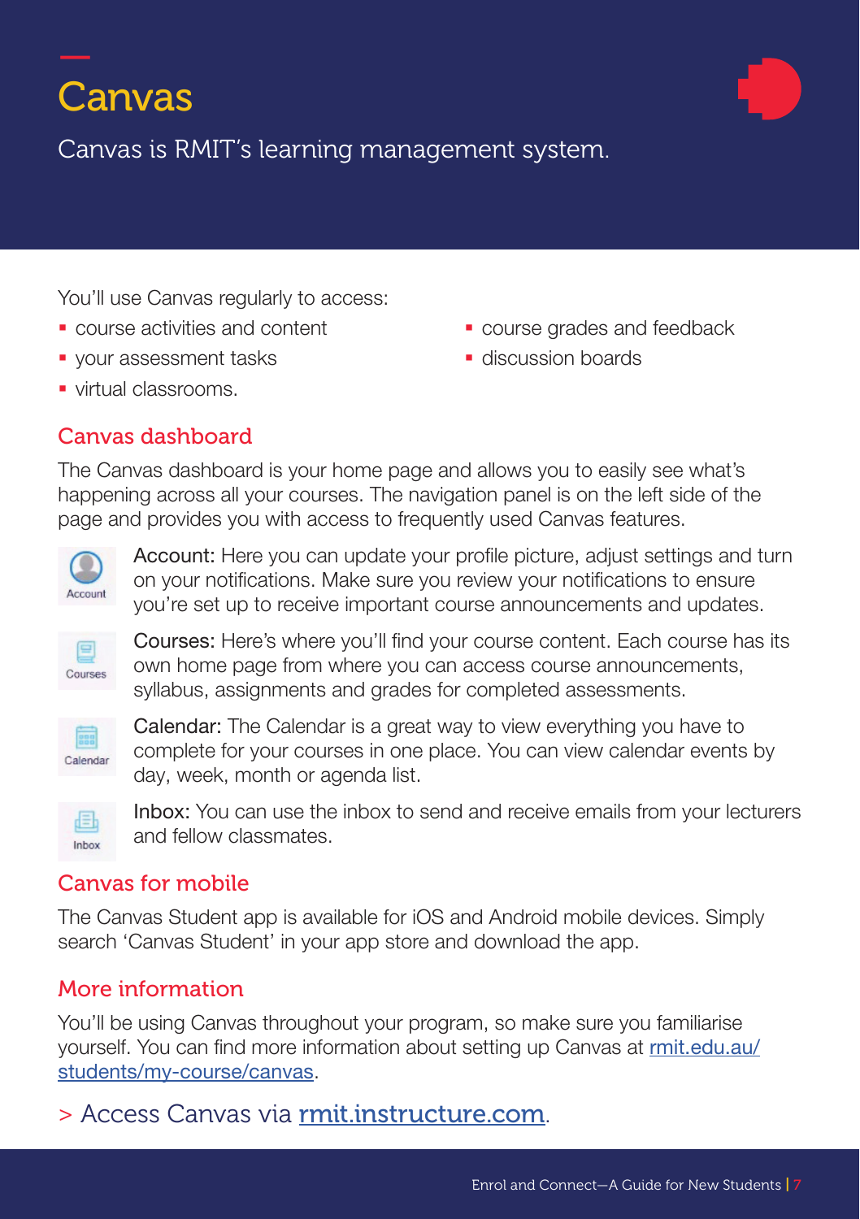# Canvas

Canvas is RMIT's learning management system.

You'll use Canvas regularly to access:

- course activities and content
- your assessment tasks
- virtual classrooms.
- course grades and feedback
- discussion boards

## Canvas dashboard

The Canvas dashboard is your home page and allows you to easily see what's happening across all your courses. The navigation panel is on the left side of the page and provides you with access to frequently used Canvas features.

Account

**Account:** Here you can update your profile picture, adjust settings and turn on your notifications. Make sure you review your notifications to ensure you're set up to receive important course announcements and updates.

Courses

**Courses:** Here's where you'll find your course content. Each course has its own home page from where you can access course announcements, syllabus, assignments and grades for completed assessments.

Calendar

**Calendar:** The Calendar is a great way to view everything you have to complete for your courses in one place. You can view calendar events by day, week, month or agenda list.

Inbox

**Inbox:** You can use the inbox to send and receive emails from your lecturers and fellow classmates.

## Canvas for mobile

The Canvas Student app is available for iOS and Android mobile devices. Simply search 'Canvas Student' in your app store and download the app.

## More information

You'll be using Canvas throughout your program, so make sure you familiarise yourself. You can find more information about setting up Canvas at rmit.edu.au/students/my-course/canvas.

> Access Canvas via rmit.instructure.com.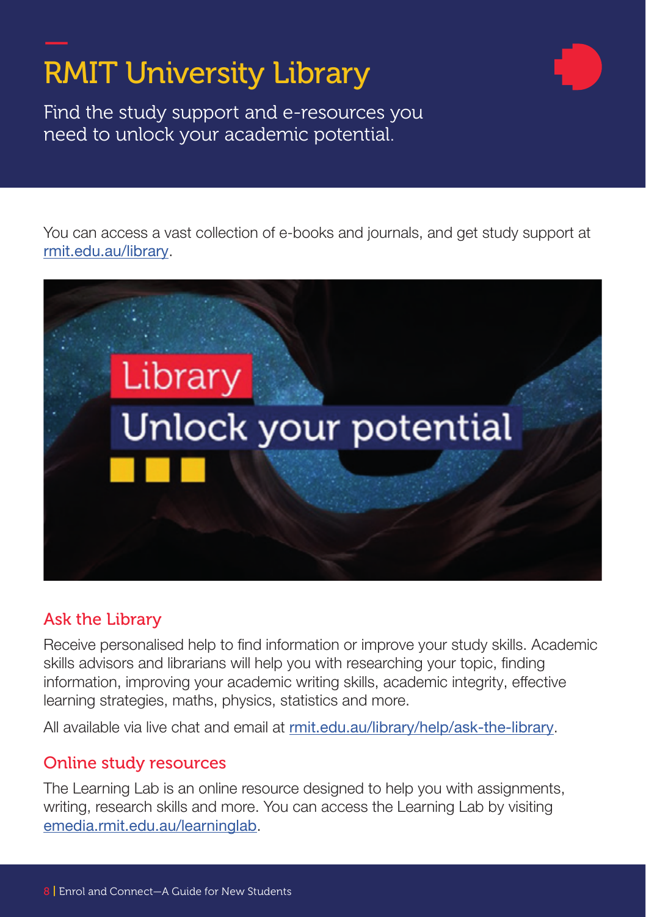# RMIT University Library

Find the study support and e-resources you need to unlock your academic potential.

You can access a vast collection of e-books and journals, and get study support at rmit.edu.au/library.

## Ask the Library

Receive personalised help to find information or improve your study skills. Academic skills advisors and librarians will help you with researching your topic, finding information, improving your academic writing skills, academic integrity, effective learning strategies, maths, physics, statistics and more.

All available via live chat and email at rmit.edu.au/library/help/ask-the-library.

## Online study resources

The Learning Lab is an online resource designed to help you with assignments, writing, research skills and more. You can access the Learning Lab by visiting emedia.rmit.edu.au/learninglab.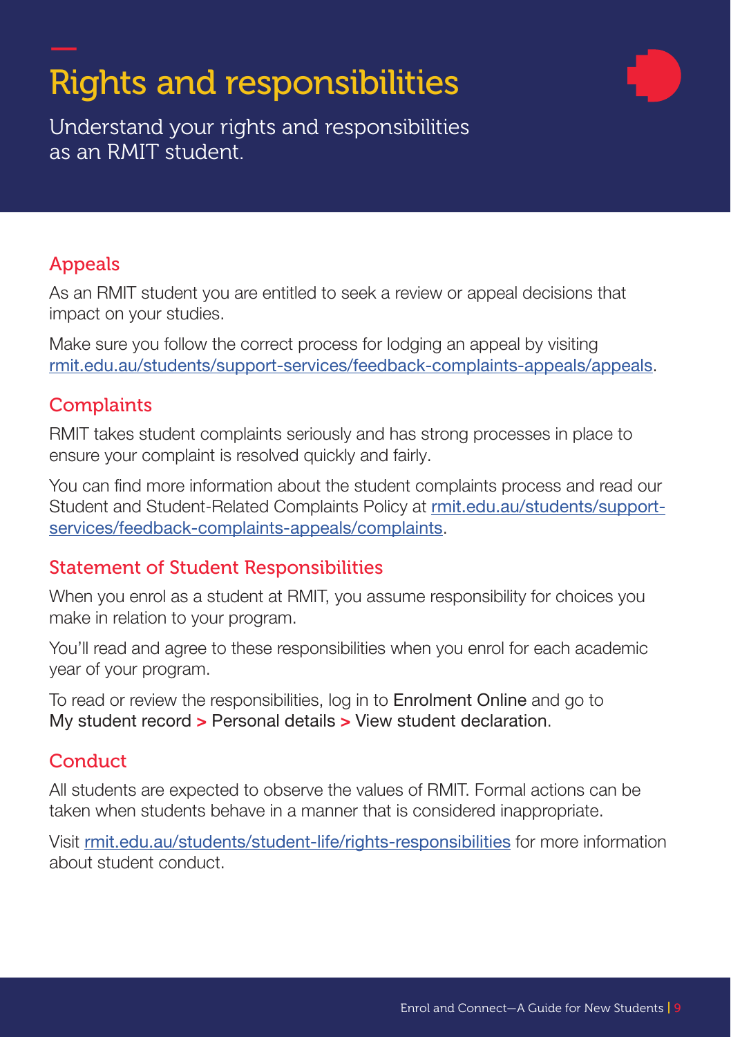# Rights and responsibilities

Understand your rights and responsibilities as an RMIT student.

## Appeals

As an RMIT student you are entitled to seek a review or appeal decisions that impact on your studies.

Make sure you follow the correct process for lodging an appeal by visiting rmit.edu.au/students/support-services/feedback-complaints-appeals/appeals.

## Complaints

RMIT takes student complaints seriously and has strong processes in place to ensure your complaint is resolved quickly and fairly.

You can find more information about the student complaints process and read our Student and Student-Related Complaints Policy at rmit.edu.au/students/support-services/feedback-complaints-appeals/complaints.

## Statement of Student Responsibilities

When you enrol as a student at RMIT, you assume responsibility for choices you make in relation to your program.

You'll read and agree to these responsibilities when you enrol for each academic year of your program.

To read or review the responsibilities, log in to Enrolment Online and go to My student record > Personal details > View student declaration.

## Conduct

All students are expected to observe the values of RMIT. Formal actions can be taken when students behave in a manner that is considered inappropriate.

Visit rmit.edu.au/students/student-life/rights-responsibilities for more information about student conduct.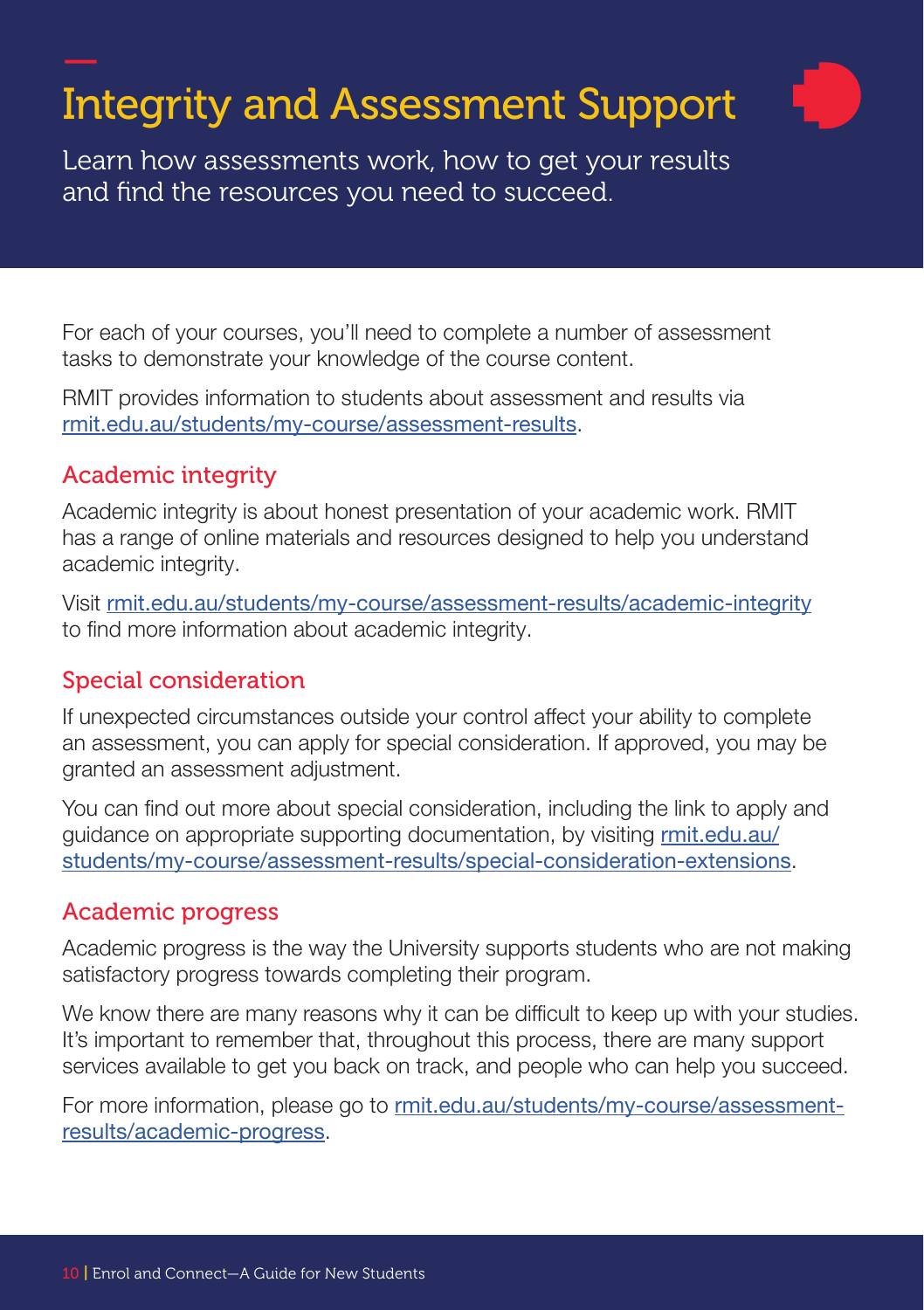# Integrity and Assessment Support

Learn how assessments work, how to get your results and find the resources you need to succeed.

For each of your courses, you'll need to complete a number of assessment tasks to demonstrate your knowledge of the course content.

RMIT provides information to students about assessment and results via rmit.edu.au/students/my-course/assessment-results.

## Academic integrity

Academic integrity is about honest presentation of your academic work. RMIT has a range of online materials and resources designed to help you understand academic integrity.

Visit rmit.edu.au/students/my-course/assessment-results/academic-integrity to find more information about academic integrity.

## Special consideration

If unexpected circumstances outside your control affect your ability to complete an assessment, you can apply for special consideration. If approved, you may be granted an assessment adjustment.

You can find out more about special consideration, including the link to apply and guidance on appropriate supporting documentation, by visiting rmit.edu.au/students/my-course/assessment-results/special-consideration-extensions.

## Academic progress

Academic progress is the way the University supports students who are not making satisfactory progress towards completing their program.

We know there are many reasons why it can be difficult to keep up with your studies. It's important to remember that, throughout this process, there are many support services available to get you back on track, and people who can help you succeed.

For more information, please go to rmit.edu.au/students/my-course/assessment-results/academic-progress.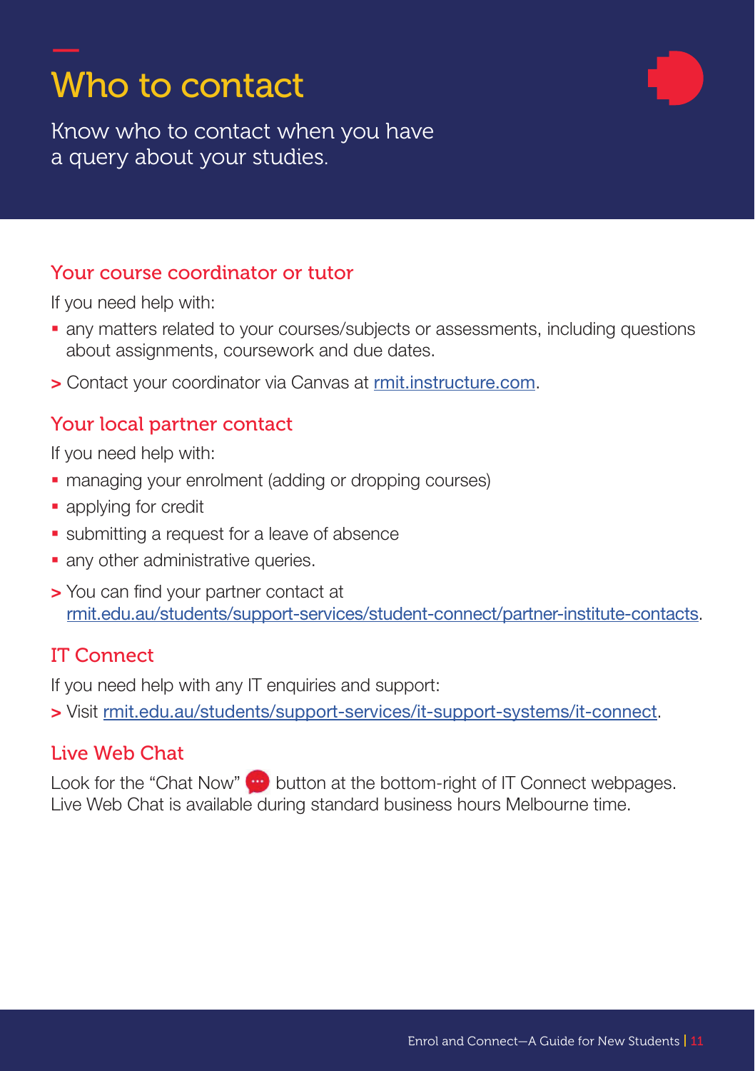# Who to contact

Know who to contact when you have a query about your studies.

## Your course coordinator or tutor

If you need help with:

- any matters related to your courses/subjects or assessments, including questions about assignments, coursework and due dates.

> Contact your coordinator via Canvas at rmit.instructure.com.

## Your local partner contact

If you need help with:

- managing your enrolment (adding or dropping courses)
- applying for credit
- submitting a request for a leave of absence
- any other administrative queries.

> You can find your partner contact at rmit.edu.au/students/support-services/student-connect/partner-institute-contacts.

## IT Connect

If you need help with any IT enquiries and support:

> Visit rmit.edu.au/students/support-services/it-support-systems/it-connect.

## Live Web Chat

Look for the "Chat Now" button at the bottom-right of IT Connect webpages. Live Web Chat is available during standard business hours Melbourne time.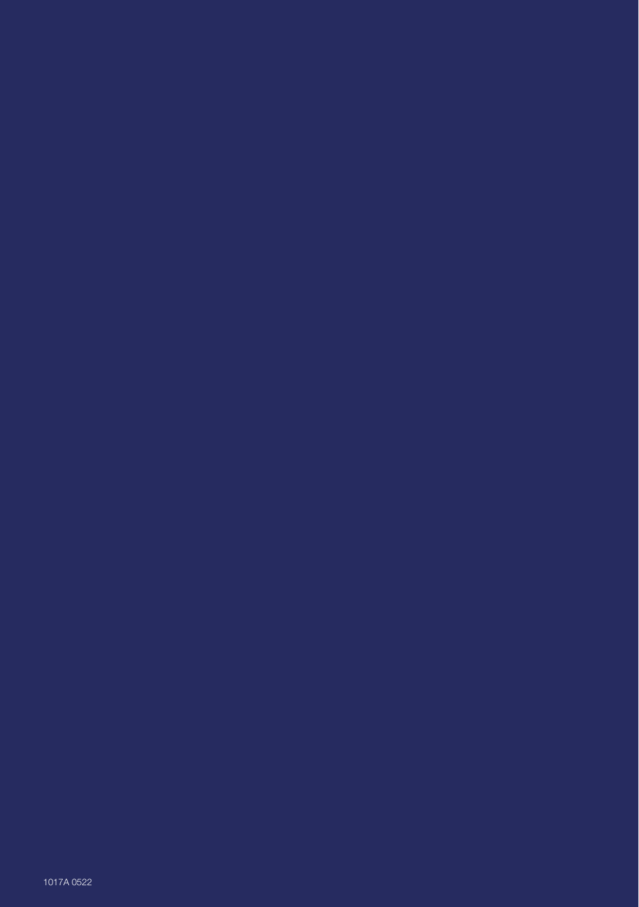1017A 0522